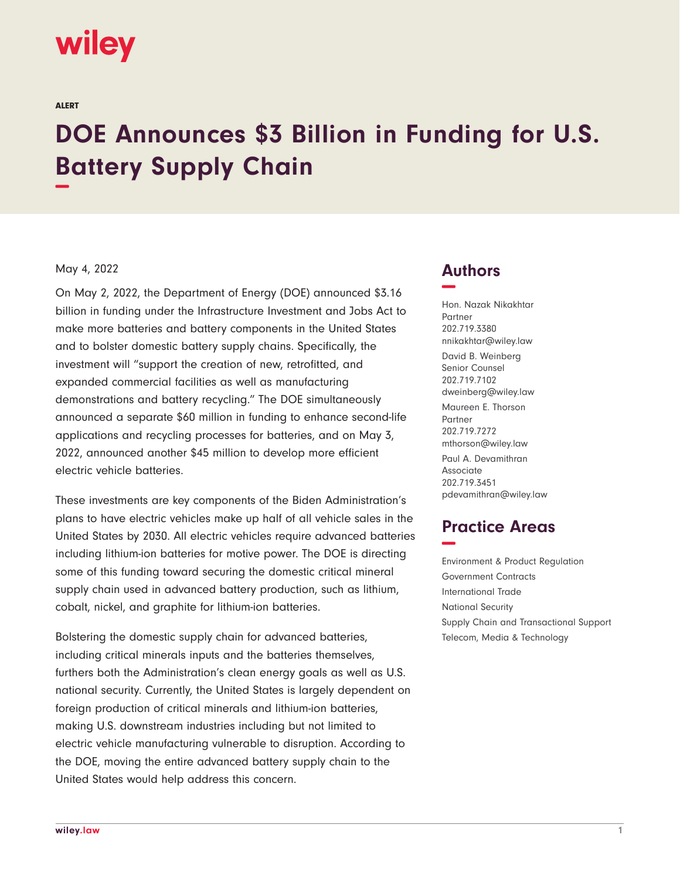wiley

ALERT

# DOE Announces $3 Billion in Funding for U.S. Battery Supply Chain

May 4, 2022

On May 2, 2022, the Department of Energy (DOE) announced $3.16 billion in funding under the Infrastructure Investment and Jobs Act to make more batteries and battery components in the United States and to bolster domestic battery supply chains. Specifically, the investment will "support the creation of new, retrofitted, and expanded commercial facilities as well as manufacturing demonstrations and battery recycling." The DOE simultaneously announced a separate $60 million in funding to enhance second-life applications and recycling processes for batteries, and on May 3, 2022, announced another $45 million to develop more efficient electric vehicle batteries.

These investments are key components of the Biden Administration's plans to have electric vehicles make up half of all vehicle sales in the United States by 2030. All electric vehicles require advanced batteries including lithium-ion batteries for motive power. The DOE is directing some of this funding toward securing the domestic critical mineral supply chain used in advanced battery production, such as lithium, cobalt, nickel, and graphite for lithium-ion batteries.

Bolstering the domestic supply chain for advanced batteries, including critical minerals inputs and the batteries themselves, furthers both the Administration's clean energy goals as well as U.S. national security. Currently, the United States is largely dependent on foreign production of critical minerals and lithium-ion batteries, making U.S. downstream industries including but not limited to electric vehicle manufacturing vulnerable to disruption. According to the DOE, moving the entire advanced battery supply chain to the United States would help address this concern.

## Authors

Hon. Nazak Nikakhtar
Partner
202.719.3380
nnikakhtar@wiley.law

David B. Weinberg
Senior Counsel
202.719.7102
dweinberg@wiley.law

Maureen E. Thorson
Partner
202.719.7272
mthorson@wiley.law

Paul A. Devamithran
Associate
202.719.3451
pdevamithran@wiley.law

## Practice Areas

Environment & Product Regulation
Government Contracts
International Trade
National Security
Supply Chain and Transactional Support
Telecom, Media & Technology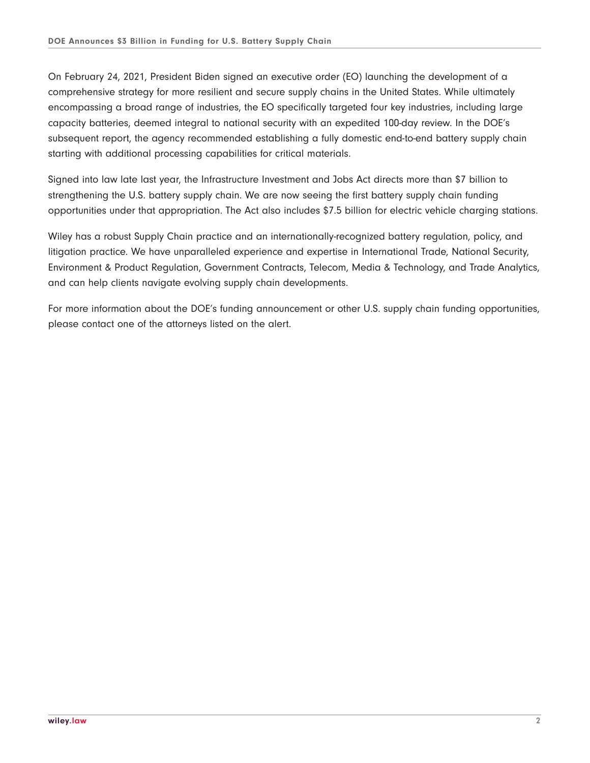On February 24, 2021, President Biden signed an executive order (EO) launching the development of a comprehensive strategy for more resilient and secure supply chains in the United States. While ultimately encompassing a broad range of industries, the EO specifically targeted four key industries, including large capacity batteries, deemed integral to national security with an expedited 100-day review. In the DOE's subsequent report, the agency recommended establishing a fully domestic end-to-end battery supply chain starting with additional processing capabilities for critical materials.

Signed into law late last year, the Infrastructure Investment and Jobs Act directs more than $7 billion to strengthening the U.S. battery supply chain. We are now seeing the first battery supply chain funding opportunities under that appropriation. The Act also includes $7.5 billion for electric vehicle charging stations.

Wiley has a robust Supply Chain practice and an internationally-recognized battery regulation, policy, and litigation practice. We have unparalleled experience and expertise in International Trade, National Security, Environment & Product Regulation, Government Contracts, Telecom, Media & Technology, and Trade Analytics, and can help clients navigate evolving supply chain developments.

For more information about the DOE's funding announcement or other U.S. supply chain funding opportunities, please contact one of the attorneys listed on the alert.